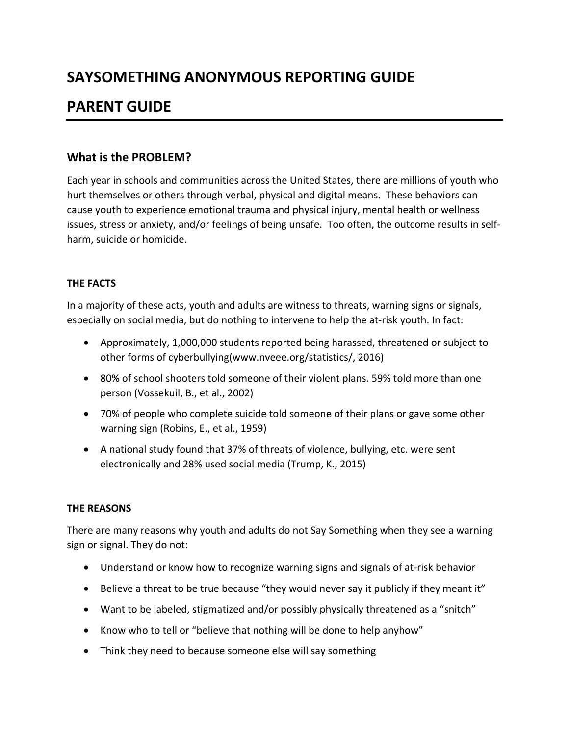# SAYSOMETHING ANONYMOUS REPORTING GUIDE

# PARENT GUIDE

## What is the PROBLEM?

Each year in schools and communities across the United States, there are millions of youth who hurt themselves or others through verbal, physical and digital means. These behaviors can cause youth to experience emotional trauma and physical injury, mental health or wellness issues, stress or anxiety, and/or feelings of being unsafe. Too often, the outcome results in self-harm, suicide or homicide.

### THE FACTS

In a majority of these acts, youth and adults are witness to threats, warning signs or signals, especially on social media, but do nothing to intervene to help the at-risk youth. In fact:

- Approximately, 1,000,000 students reported being harassed, threatened or subject to other forms of cyberbullying(www.nveee.org/statistics/, 2016)
- 80% of school shooters told someone of their violent plans. 59% told more than one person (Vossekuil, B., et al., 2002)
- 70% of people who complete suicide told someone of their plans or gave some other warning sign (Robins, E., et al., 1959)
- A national study found that 37% of threats of violence, bullying, etc. were sent electronically and 28% used social media (Trump, K., 2015)

### THE REASONS

There are many reasons why youth and adults do not Say Something when they see a warning sign or signal. They do not:

- Understand or know how to recognize warning signs and signals of at-risk behavior
- Believe a threat to be true because "they would never say it publicly if they meant it"
- Want to be labeled, stigmatized and/or possibly physically threatened as a "snitch"
- Know who to tell or "believe that nothing will be done to help anyhow"
- Think they need to because someone else will say something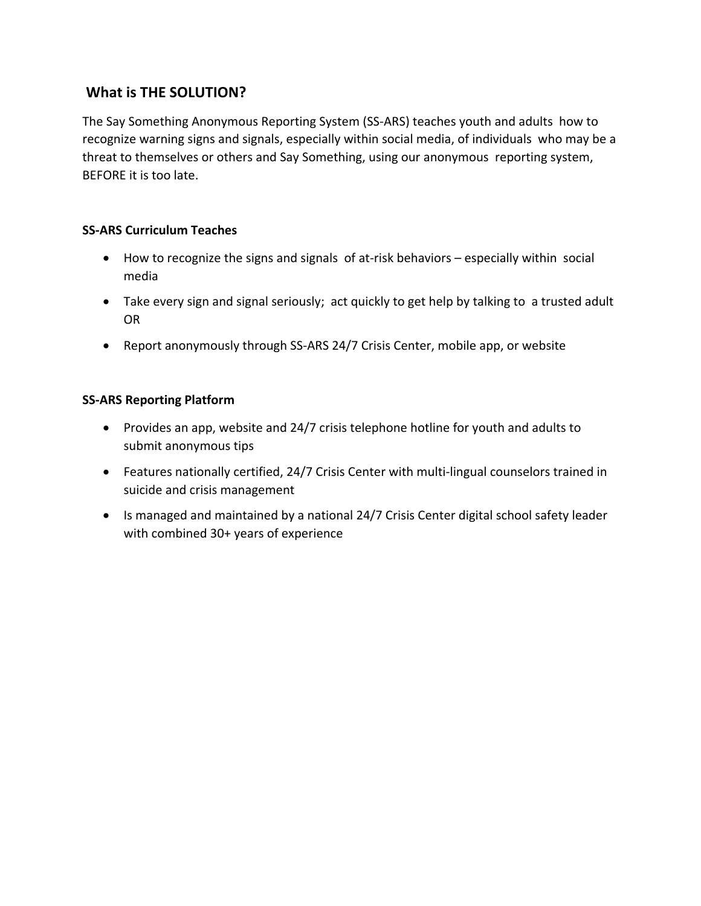## What is THE SOLUTION?

The Say Something Anonymous Reporting System (SS-ARS) teaches youth and adults how to recognize warning signs and signals, especially within social media, of individuals who may be a threat to themselves or others and Say Something, using our anonymous reporting system, BEFORE it is too late.

**SS-ARS Curriculum Teaches**

- How to recognize the signs and signals of at-risk behaviors – especially within social media
- Take every sign and signal seriously; act quickly to get help by talking to a trusted adult OR
- Report anonymously through SS-ARS 24/7 Crisis Center, mobile app, or website

**SS-ARS Reporting Platform**

- Provides an app, website and 24/7 crisis telephone hotline for youth and adults to submit anonymous tips
- Features nationally certified, 24/7 Crisis Center with multi-lingual counselors trained in suicide and crisis management
- Is managed and maintained by a national 24/7 Crisis Center digital school safety leader with combined 30+ years of experience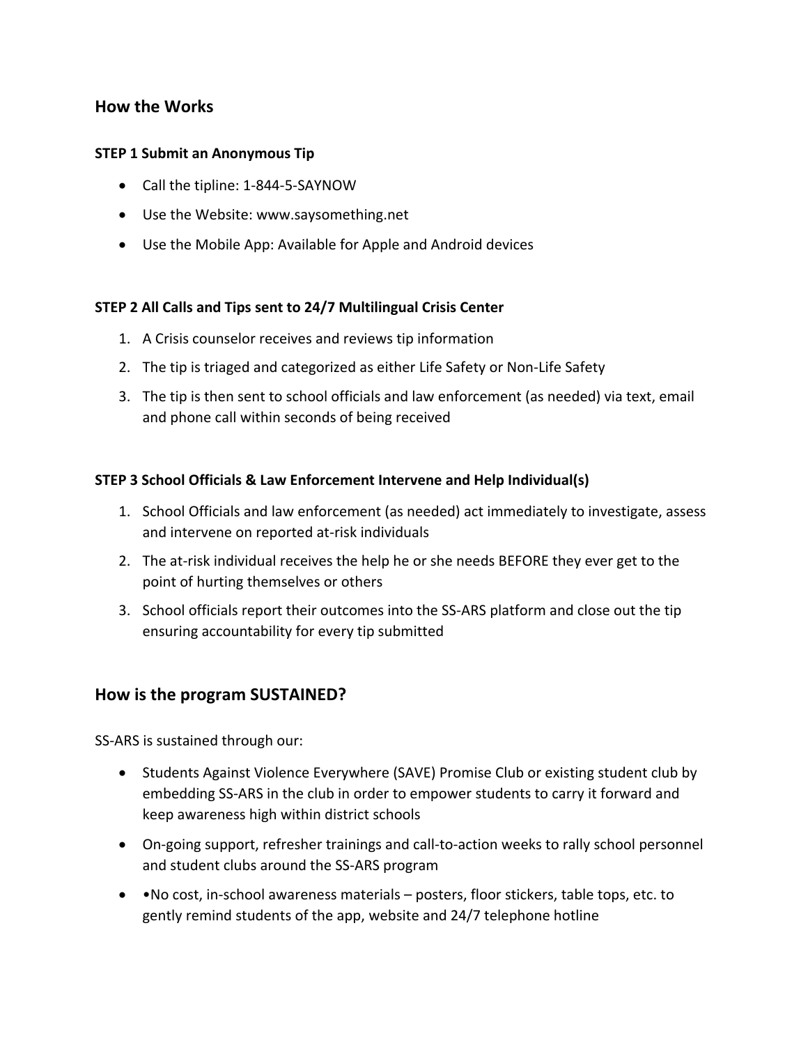## How the Works

**STEP 1 Submit an Anonymous Tip**

- Call the tipline: 1-844-5-SAYNOW
- Use the Website: www.saysomething.net
- Use the Mobile App: Available for Apple and Android devices

**STEP 2 All Calls and Tips sent to 24/7 Multilingual Crisis Center**

1. A Crisis counselor receives and reviews tip information
2. The tip is triaged and categorized as either Life Safety or Non-Life Safety
3. The tip is then sent to school officials and law enforcement (as needed) via text, email and phone call within seconds of being received

**STEP 3 School Officials & Law Enforcement Intervene and Help Individual(s)**

1. School Officials and law enforcement (as needed) act immediately to investigate, assess and intervene on reported at-risk individuals
2. The at-risk individual receives the help he or she needs BEFORE they ever get to the point of hurting themselves or others
3. School officials report their outcomes into the SS-ARS platform and close out the tip ensuring accountability for every tip submitted

## How is the program SUSTAINED?

SS-ARS is sustained through our:

- Students Against Violence Everywhere (SAVE) Promise Club or existing student club by embedding SS-ARS in the club in order to empower students to carry it forward and keep awareness high within district schools
- On-going support, refresher trainings and call-to-action weeks to rally school personnel and student clubs around the SS-ARS program
- •No cost, in-school awareness materials – posters, floor stickers, table tops, etc. to gently remind students of the app, website and 24/7 telephone hotline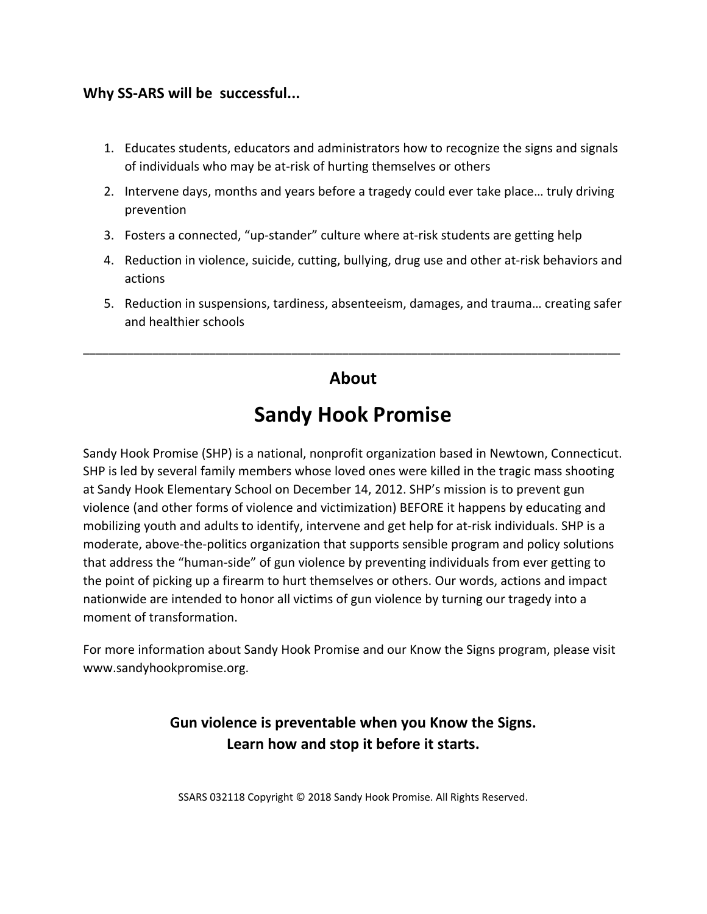**Why SS-ARS will be successful...**

1. Educates students, educators and administrators how to recognize the signs and signals of individuals who may be at-risk of hurting themselves or others
2. Intervene days, months and years before a tragedy could ever take place… truly driving prevention
3. Fosters a connected, "up-stander" culture where at-risk students are getting help
4. Reduction in violence, suicide, cutting, bullying, drug use and other at-risk behaviors and actions
5. Reduction in suspensions, tardiness, absenteeism, damages, and trauma… creating safer and healthier schools

---

## About

# Sandy Hook Promise

Sandy Hook Promise (SHP) is a national, nonprofit organization based in Newtown, Connecticut. SHP is led by several family members whose loved ones were killed in the tragic mass shooting at Sandy Hook Elementary School on December 14, 2012. SHP's mission is to prevent gun violence (and other forms of violence and victimization) BEFORE it happens by educating and mobilizing youth and adults to identify, intervene and get help for at-risk individuals. SHP is a moderate, above-the-politics organization that supports sensible program and policy solutions that address the "human-side" of gun violence by preventing individuals from ever getting to the point of picking up a firearm to hurt themselves or others. Our words, actions and impact nationwide are intended to honor all victims of gun violence by turning our tragedy into a moment of transformation.

For more information about Sandy Hook Promise and our Know the Signs program, please visit www.sandyhookpromise.org.

**Gun violence is preventable when you Know the Signs.**
**Learn how and stop it before it starts.**

SSARS 032118 Copyright © 2018 Sandy Hook Promise. All Rights Reserved.